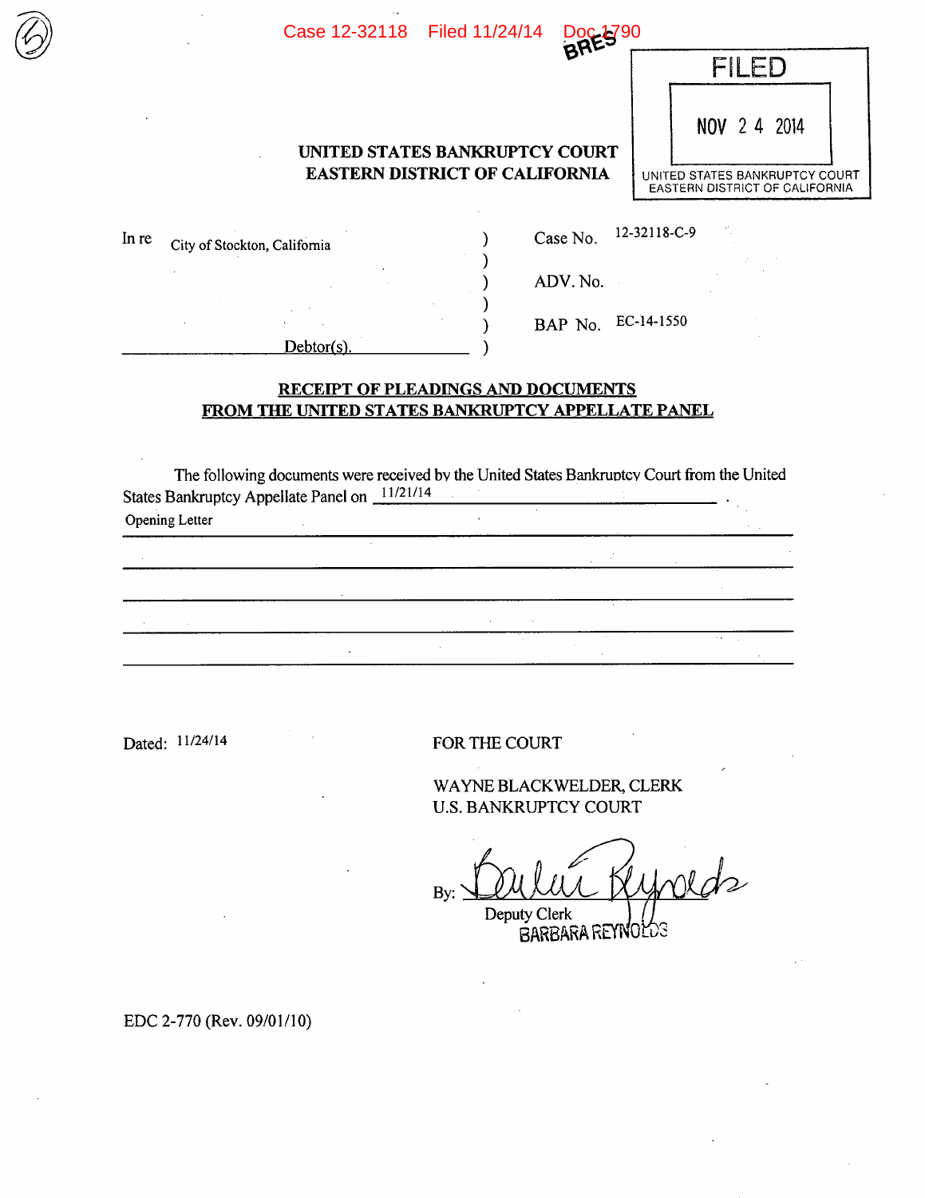Case 12-32118 Filed 11/24/14 Doc 1790

BRES

FILED

NOV 24 2014

UNITED STATES BANKRUPTCY COURT
EASTERN DISTRICT OF CALIFORNIA

**UNITED STATES BANKRUPTCY COURT**
**EASTERN DISTRICT OF CALIFORNIA**

| | | |
|---|---|---|
| In re City of Stockton, California | ) | Case No. 12-32118-C-9 |
| | ) | |
| | ) | ADV. No. |
| | ) | |
| | ) | BAP No. EC-14-1550 |
| Debtor(s). | ) | |

**RECEIPT OF PLEADINGS AND DOCUMENTS FROM THE UNITED STATES BANKRUPTCY APPELLATE PANEL**

The following documents were received by the United States Bankruptcy Court from the United States Bankruptcy Appellate Panel on 11/21/14.

Opening Letter

Dated: 11/24/14

FOR THE COURT

WAYNE BLACKWELDER, CLERK
U.S. BANKRUPTCY COURT

By: Barbara Reynolds
Deputy Clerk
BARBARA REYNOLDS

EDC 2-770 (Rev. 09/01/10)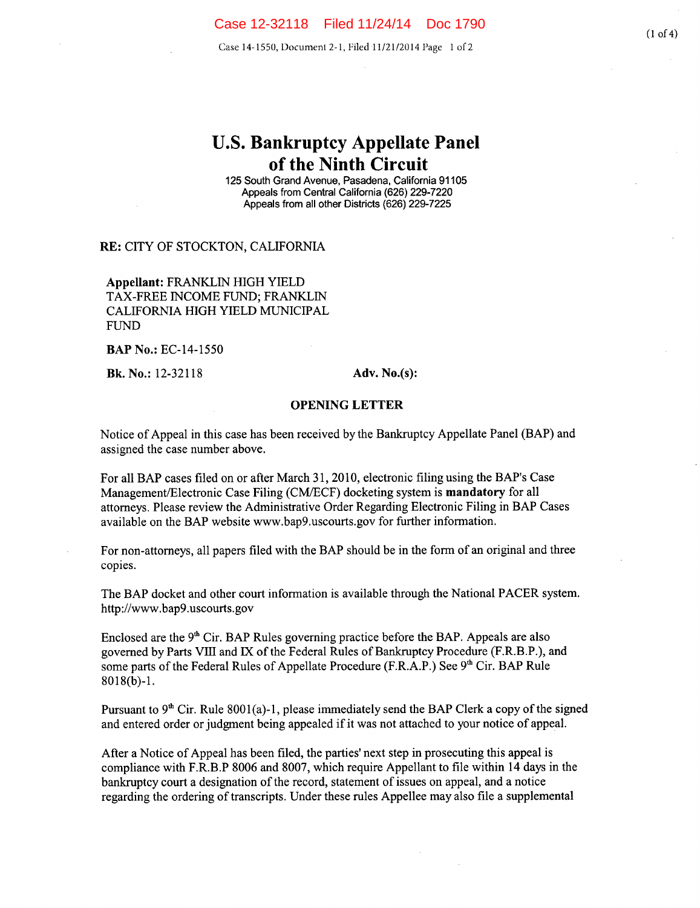# U.S. Bankruptcy Appellate Panel of the Ninth Circuit

125 South Grand Avenue, Pasadena, California 91105
Appeals from Central California (626) 229-7220
Appeals from all other Districts (626) 229-7225

**RE:** CITY OF STOCKTON, CALIFORNIA

**Appellant:** FRANKLIN HIGH YIELD TAX-FREE INCOME FUND; FRANKLIN CALIFORNIA HIGH YIELD MUNICIPAL FUND

**BAP No.:** EC-14-1550

**Bk. No.:** 12-32118 **Adv. No.(s):**

## OPENING LETTER

Notice of Appeal in this case has been received by the Bankruptcy Appellate Panel (BAP) and assigned the case number above.

For all BAP cases filed on or after March 31, 2010, electronic filing using the BAP's Case Management/Electronic Case Filing (CM/ECF) docketing system is **mandatory** for all attorneys. Please review the Administrative Order Regarding Electronic Filing in BAP Cases available on the BAP website www.bap9.uscourts.gov for further information.

For non-attorneys, all papers filed with the BAP should be in the form of an original and three copies.

The BAP docket and other court information is available through the National PACER system. http://www.bap9.uscourts.gov

Enclosed are the 9th Cir. BAP Rules governing practice before the BAP. Appeals are also governed by Parts VIII and IX of the Federal Rules of Bankruptcy Procedure (F.R.B.P.), and some parts of the Federal Rules of Appellate Procedure (F.R.A.P.) See 9th Cir. BAP Rule 8018(b)-1.

Pursuant to 9th Cir. Rule 8001(a)-1, please immediately send the BAP Clerk a copy of the signed and entered order or judgment being appealed if it was not attached to your notice of appeal.

After a Notice of Appeal has been filed, the parties' next step in prosecuting this appeal is compliance with F.R.B.P 8006 and 8007, which require Appellant to file within 14 days in the bankruptcy court a designation of the record, statement of issues on appeal, and a notice regarding the ordering of transcripts. Under these rules Appellee may also file a supplemental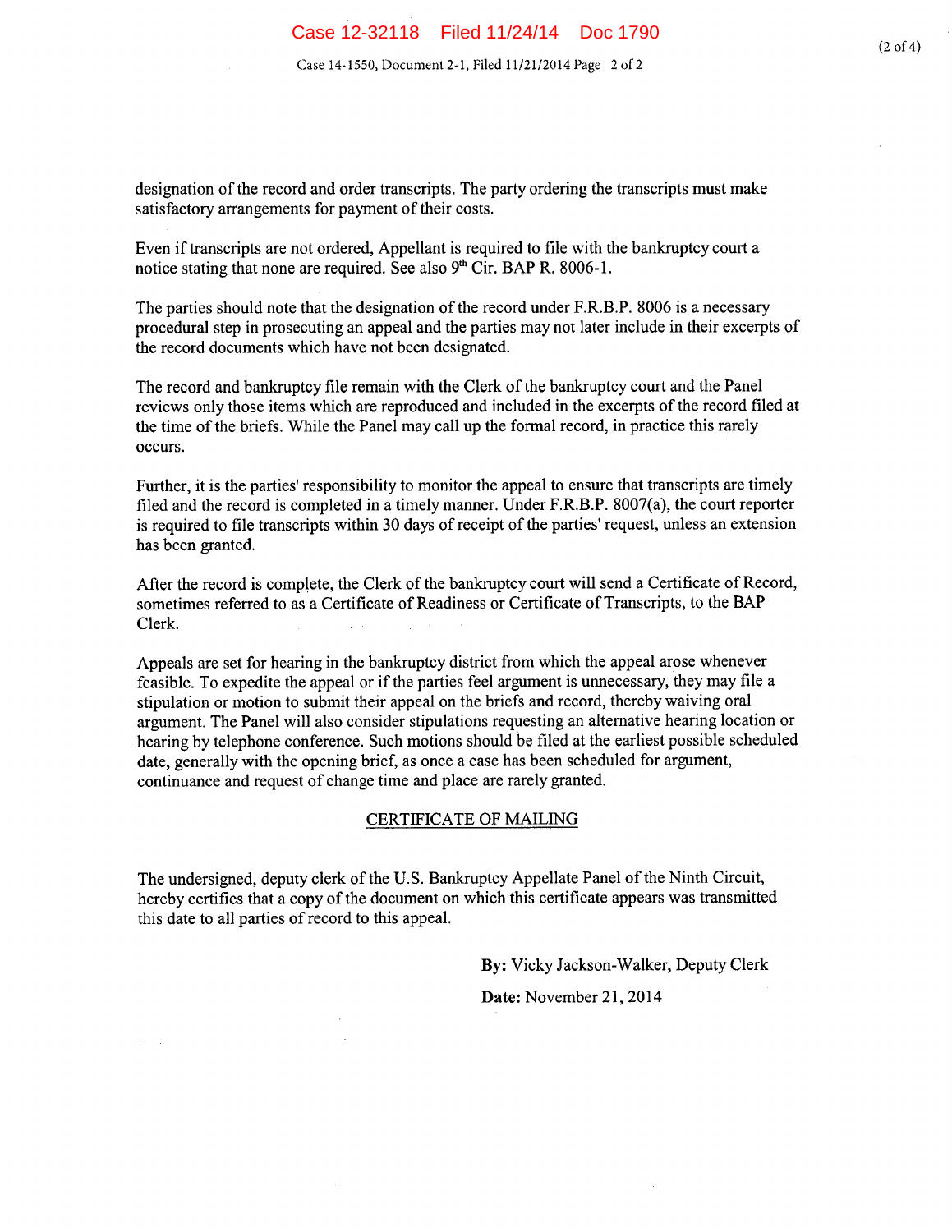designation of the record and order transcripts. The party ordering the transcripts must make satisfactory arrangements for payment of their costs.

Even if transcripts are not ordered, Appellant is required to file with the bankruptcy court a notice stating that none are required. See also 9th Cir. BAP R. 8006-1.

The parties should note that the designation of the record under F.R.B.P. 8006 is a necessary procedural step in prosecuting an appeal and the parties may not later include in their excerpts of the record documents which have not been designated.

The record and bankruptcy file remain with the Clerk of the bankruptcy court and the Panel reviews only those items which are reproduced and included in the excerpts of the record filed at the time of the briefs. While the Panel may call up the formal record, in practice this rarely occurs.

Further, it is the parties' responsibility to monitor the appeal to ensure that transcripts are timely filed and the record is completed in a timely manner. Under F.R.B.P. 8007(a), the court reporter is required to file transcripts within 30 days of receipt of the parties' request, unless an extension has been granted.

After the record is complete, the Clerk of the bankruptcy court will send a Certificate of Record, sometimes referred to as a Certificate of Readiness or Certificate of Transcripts, to the BAP Clerk.

Appeals are set for hearing in the bankruptcy district from which the appeal arose whenever feasible. To expedite the appeal or if the parties feel argument is unnecessary, they may file a stipulation or motion to submit their appeal on the briefs and record, thereby waiving oral argument. The Panel will also consider stipulations requesting an alternative hearing location or hearing by telephone conference. Such motions should be filed at the earliest possible scheduled date, generally with the opening brief, as once a case has been scheduled for argument, continuance and request of change time and place are rarely granted.

## CERTIFICATE OF MAILING

The undersigned, deputy clerk of the U.S. Bankruptcy Appellate Panel of the Ninth Circuit, hereby certifies that a copy of the document on which this certificate appears was transmitted this date to all parties of record to this appeal.

**By:** Vicky Jackson-Walker, Deputy Clerk

**Date:** November 21, 2014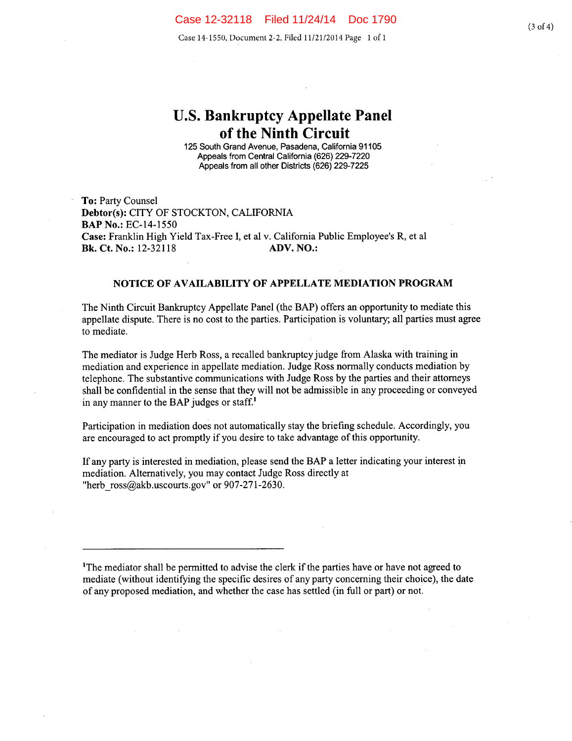# U.S. Bankruptcy Appellate Panel of the Ninth Circuit

125 South Grand Avenue, Pasadena, California 91105
Appeals from Central California (626) 229-7220
Appeals from all other Districts (626) 229-7225

**To:** Party Counsel
**Debtor(s):** CITY OF STOCKTON, CALIFORNIA
**BAP No.:** EC-14-1550
**Case:** Franklin High Yield Tax-Free I, et al v. California Public Employee's R, et al
**Bk. Ct. No.:** 12-32118 **ADV. NO.:**

## NOTICE OF AVAILABILITY OF APPELLATE MEDIATION PROGRAM

The Ninth Circuit Bankruptcy Appellate Panel (the BAP) offers an opportunity to mediate this appellate dispute. There is no cost to the parties. Participation is voluntary; all parties must agree to mediate.

The mediator is Judge Herb Ross, a recalled bankruptcy judge from Alaska with training in mediation and experience in appellate mediation. Judge Ross normally conducts mediation by telephone. The substantive communications with Judge Ross by the parties and their attorneys shall be confidential in the sense that they will not be admissible in any proceeding or conveyed in any manner to the BAP judges or staff.[1]

Participation in mediation does not automatically stay the briefing schedule. Accordingly, you are encouraged to act promptly if you desire to take advantage of this opportunity.

If any party is interested in mediation, please send the BAP a letter indicating your interest in mediation. Alternatively, you may contact Judge Ross directly at "herb_ross@akb.uscourts.gov" or 907-271-2630.

---

[1] The mediator shall be permitted to advise the clerk if the parties have or have not agreed to mediate (without identifying the specific desires of any party concerning their choice), the date of any proposed mediation, and whether the case has settled (in full or part) or not.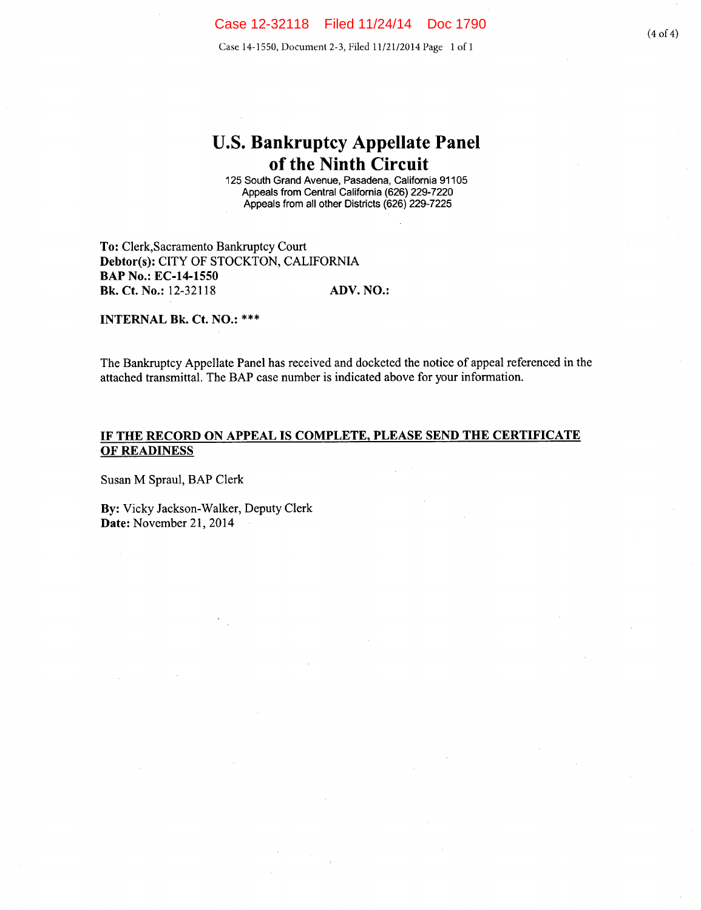# U.S. Bankruptcy Appellate Panel of the Ninth Circuit

125 South Grand Avenue, Pasadena, California 91105
Appeals from Central California (626) 229-7220
Appeals from all other Districts (626) 229-7225

**To:** Clerk,Sacramento Bankruptcy Court
**Debtor(s):** CITY OF STOCKTON, CALIFORNIA
**BAP No.: EC-14-1550**
**Bk. Ct. No.:** 12-32118 **ADV. NO.:**

**INTERNAL Bk. Ct. NO.:** ***

The Bankruptcy Appellate Panel has received and docketed the notice of appeal referenced in the attached transmittal. The BAP case number is indicated above for your information.

**IF THE RECORD ON APPEAL IS COMPLETE, PLEASE SEND THE CERTIFICATE OF READINESS**

Susan M Spraul, BAP Clerk

**By:** Vicky Jackson-Walker, Deputy Clerk
**Date:** November 21, 2014